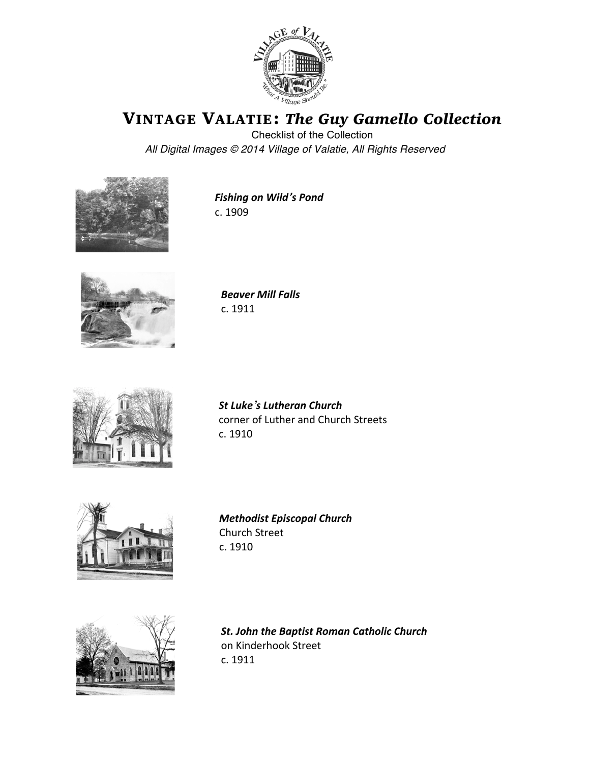# VINTAGE VALATIE: *The Guy Gamello Collection*

Checklist of the Collection

*All Digital Images © 2014 Village of Valatie, All Rights Reserved*

***Fishing on Wild's Pond***
c. 1909

***Beaver Mill Falls***
c. 1911

***St Luke's Lutheran Church***
corner of Luther and Church Streets
c. 1910

***Methodist Episcopal Church***
Church Street
c. 1910

***St. John the Baptist Roman Catholic Church***
on Kinderhook Street
c. 1911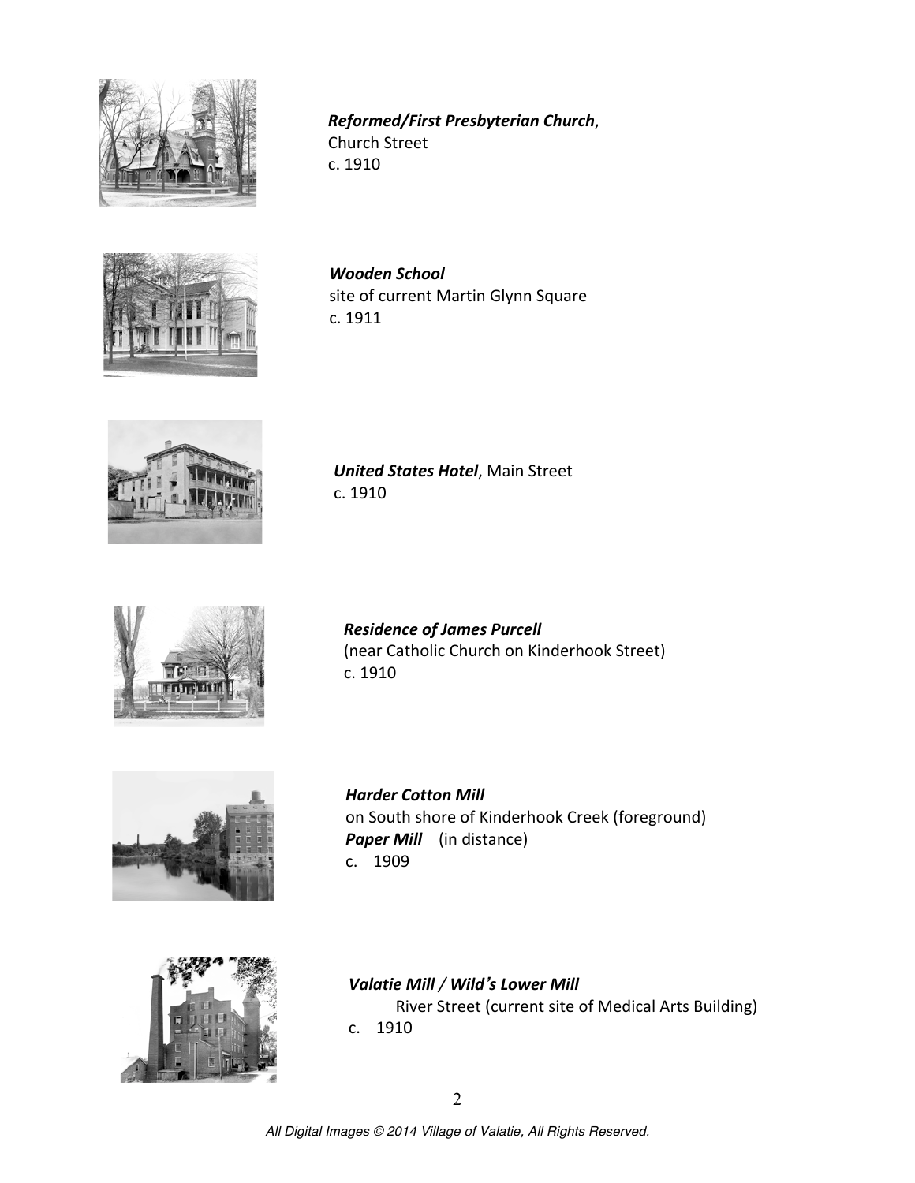***Reformed/First Presbyterian Church***,
Church Street
c. 1910

***Wooden School***
site of current Martin Glynn Square
c. 1911

***United States Hotel***, Main Street
c. 1910

***Residence of James Purcell***
(near Catholic Church on Kinderhook Street)
c. 1910

***Harder Cotton Mill***
on South shore of Kinderhook Creek (foreground)
***Paper Mill*** (in distance)
c. 1909

***Valatie Mill / Wild's Lower Mill***
River Street (current site of Medical Arts Building)
c. 1910

*All Digital Images © 2014 Village of Valatie, All Rights Reserved.*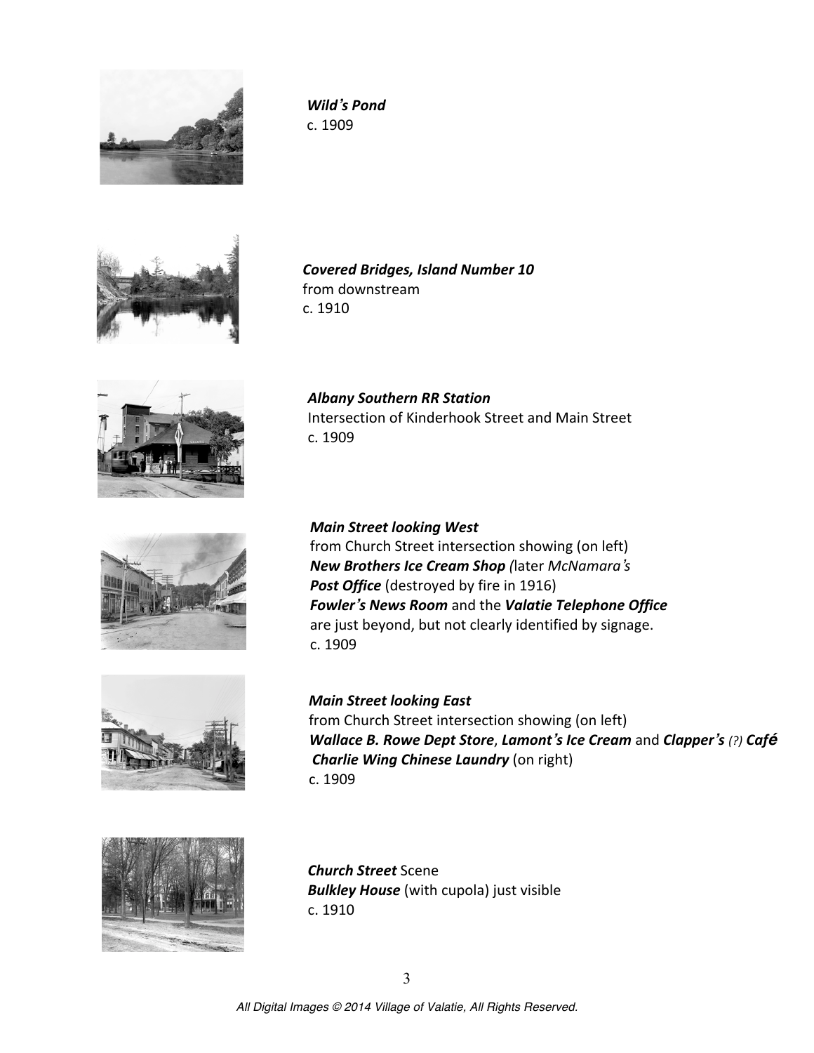***Wild's Pond***
c. 1909

***Covered Bridges, Island Number 10***
from downstream
c. 1910

***Albany Southern RR Station***
Intersection of Kinderhook Street and Main Street
c. 1909

***Main Street looking West***
from Church Street intersection showing (on left)
***New Brothers Ice Cream Shop*** *(*later *McNamara's*
***Post Office*** (destroyed by fire in 1916)
***Fowler's News Room*** and the ***Valatie Telephone Office***
are just beyond, but not clearly identified by signage.
c. 1909

***Main Street looking East***
from Church Street intersection showing (on left)
***Wallace B. Rowe Dept Store***, ***Lamont's Ice Cream*** and ***Clapper's*** *(?)* ***Café***
***Charlie Wing Chinese Laundry*** (on right)
c. 1909

***Church Street*** Scene
***Bulkley House*** (with cupola) just visible
c. 1910

*All Digital Images © 2014 Village of Valatie, All Rights Reserved.*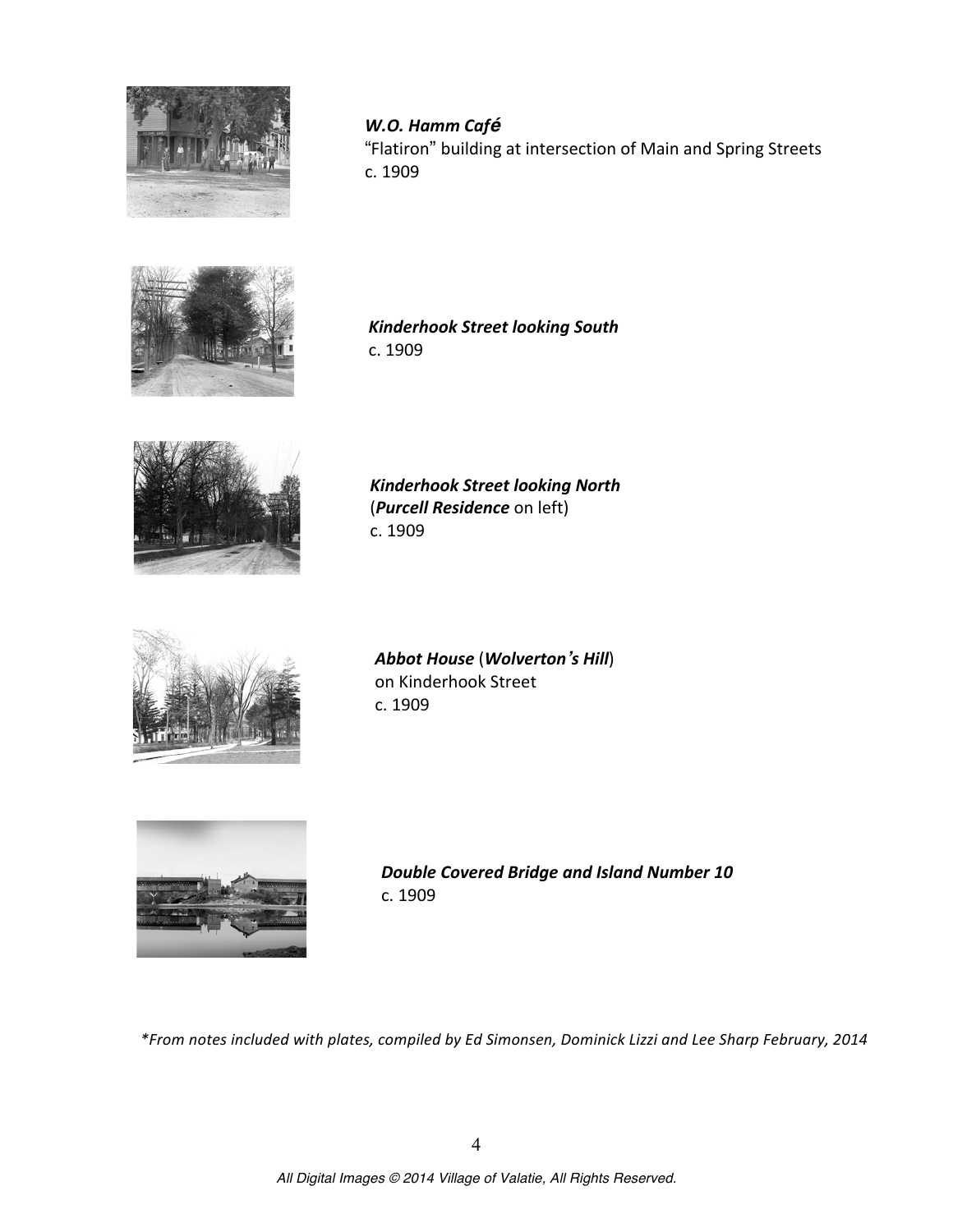***W.O. Hamm Café***
"Flatiron" building at intersection of Main and Spring Streets
c. 1909

***Kinderhook Street looking South***
c. 1909

***Kinderhook Street looking North***
(***Purcell Residence*** on left)
c. 1909

***Abbot House*** (***Wolverton's Hill***)
on Kinderhook Street
c. 1909

***Double Covered Bridge and Island Number 10***
c. 1909

**From notes included with plates, compiled by Ed Simonsen, Dominick Lizzi and Lee Sharp February, 2014*

*All Digital Images © 2014 Village of Valatie, All Rights Reserved.*